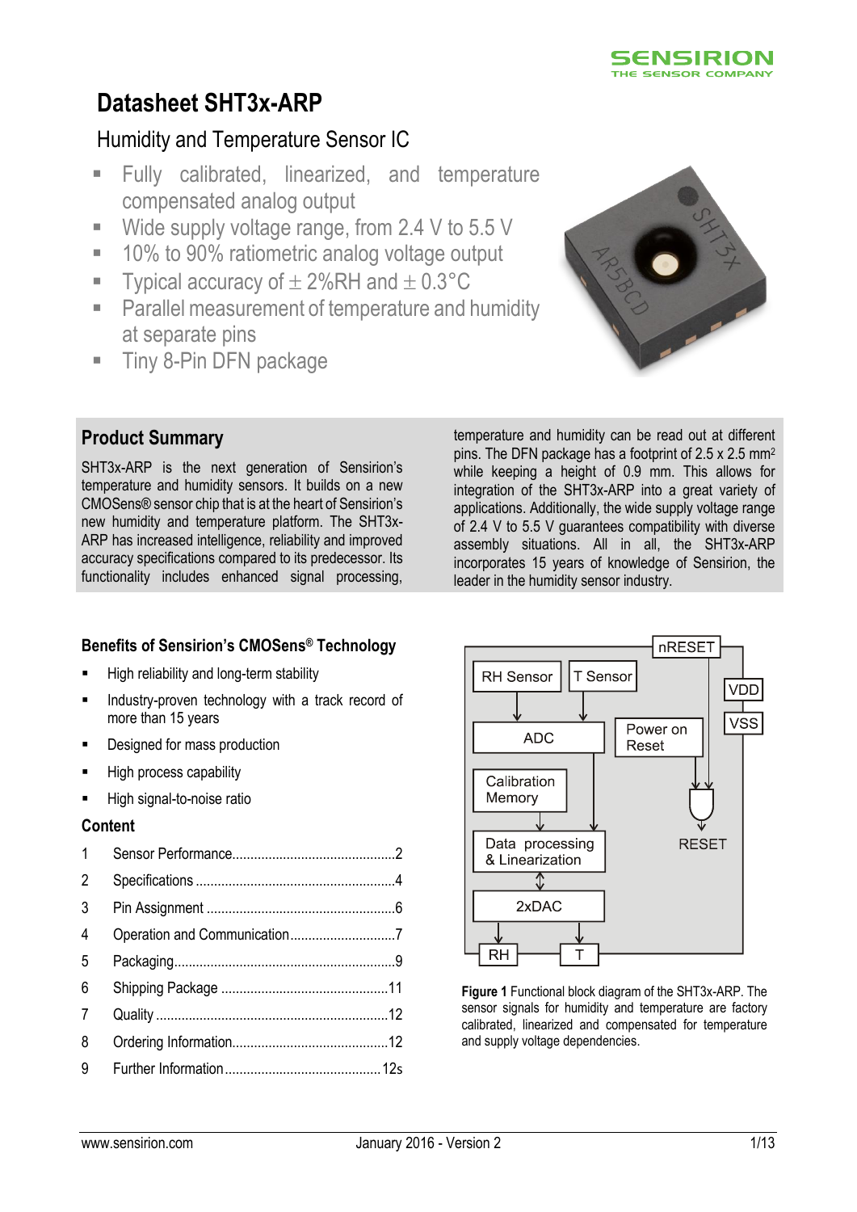# Datasheet SHT3x-ARP

## Humidity and Temperature Sensor IC

- Fully calibrated, linearized, and temperature compensated analog output
- Wide supply voltage range, from 2.4 V to 5.5 V
- 10% to 90% ratiometric analog voltage output
- Typical accuracy of ± 2%RH and ± 0.3°C
- Parallel measurement of temperature and humidity at separate pins
- Tiny 8-Pin DFN package

## Product Summary

SHT3x-ARP is the next generation of Sensirion's temperature and humidity sensors. It builds on a new CMOSens® sensor chip that is at the heart of Sensirion's new humidity and temperature platform. The SHT3x-ARP has increased intelligence, reliability and improved accuracy specifications compared to its predecessor. Its functionality includes enhanced signal processing, temperature and humidity can be read out at different pins. The DFN package has a footprint of 2.5 x 2.5 mm² while keeping a height of 0.9 mm. This allows for integration of the SHT3x-ARP into a great variety of applications. Additionally, the wide supply voltage range of 2.4 V to 5.5 V guarantees compatibility with diverse assembly situations. All in all, the SHT3x-ARP incorporates 15 years of knowledge of Sensirion, the leader in the humidity sensor industry.

### Benefits of Sensirion's CMOSens® Technology

- High reliability and long-term stability
- Industry-proven technology with a track record of more than 15 years
- Designed for mass production
- High process capability
- High signal-to-noise ratio

### Content

| | | |
|---|---|---|
| 1 | Sensor Performance | 2 |
| 2 | Specifications | 4 |
| 3 | Pin Assignment | 6 |
| 4 | Operation and Communication | 7 |
| 5 | Packaging | 9 |
| 6 | Shipping Package | 11 |
| 7 | Quality | 12 |
| 8 | Ordering Information | 12 |
| 9 | Further Information | 12s |

**Figure 1** Functional block diagram of the SHT3x-ARP. The sensor signals for humidity and temperature are factory calibrated, linearized and compensated for temperature and supply voltage dependencies.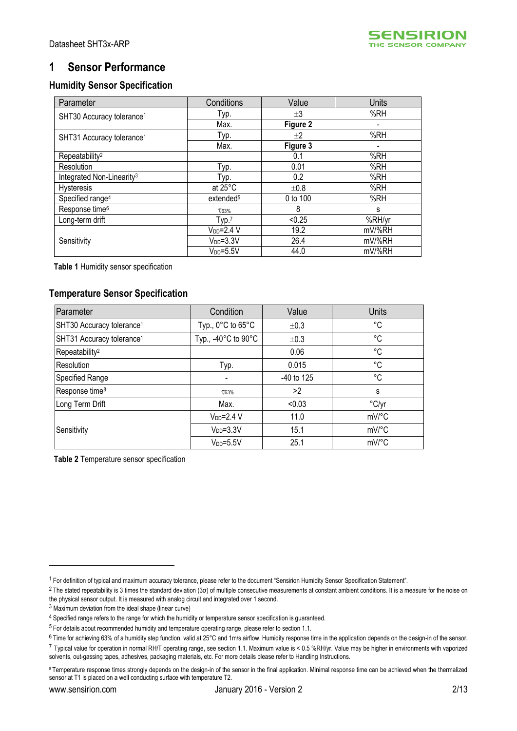# 1 Sensor Performance

## Humidity Sensor Specification

| Parameter | Conditions | Value | Units |
|---|---|---|---|
| SHT30 Accuracy tolerance[1] | Typ. | ±3 | %RH |
| | Max. | **Figure 2** | - |
| SHT31 Accuracy tolerance[1] | Typ. | ±2 | %RH |
| | Max. | **Figure 3** | - |
| Repeatability[2] | | 0.1 | %RH |
| Resolution | Typ. | 0.01 | %RH |
| Integrated Non-Linearity[3] | Typ. | 0.2 | %RH |
| Hysteresis | at 25°C | ±0.8 | %RH |
| Specified range[4] | extended[5] | 0 to 100 | %RH |
| Response time[6] | $\tau_{63\%}$ | 8 | s |
| Long-term drift | Typ.[7] | <0.25 | %RH/yr |
| Sensitivity | $V_{DD}$=2.4 V | 19.2 | mV/%RH |
| | $V_{DD}$=3.3V | 26.4 | mV/%RH |
| | $V_{DD}$=5.5V | 44.0 | mV/%RH |

**Table 1** Humidity sensor specification

## Temperature Sensor Specification

| Parameter | Condition | Value | Units |
|---|---|---|---|
| SHT30 Accuracy tolerance[1] | Typ., 0°C to 65°C | ±0.3 | °C |
| SHT31 Accuracy tolerance[1] | Typ., -40°C to 90°C | ±0.3 | °C |
| Repeatability[2] | | 0.06 | °C |
| Resolution | Typ. | 0.015 | °C |
| Specified Range | - | -40 to 125 | °C |
| Response time[8] | $\tau_{63\%}$ | >2 | s |
| Long Term Drift | Max. | <0.03 | °C/yr |
| Sensitivity | $V_{DD}$=2.4 V | 11.0 | mV/°C |
| | $V_{DD}$=3.3V | 15.1 | mV/°C |
| | $V_{DD}$=5.5V | 25.1 | mV/°C |

**Table 2** Temperature sensor specification

[1] For definition of typical and maximum accuracy tolerance, please refer to the document "Sensirion Humidity Sensor Specification Statement".

[2] The stated repeatability is 3 times the standard deviation (3σ) of multiple consecutive measurements at constant ambient conditions. It is a measure for the noise on the physical sensor output. It is measured with analog circuit and integrated over 1 second.

[3] Maximum deviation from the ideal shape (linear curve)

[4] Specified range refers to the range for which the humidity or temperature sensor specification is guaranteed.

[5] For details about recommended humidity and temperature operating range, please refer to section 1.1.

[6] Time for achieving 63% of a humidity step function, valid at 25°C and 1m/s airflow. Humidity response time in the application depends on the design-in of the sensor.

[7] Typical value for operation in normal RH/T operating range, see section 1.1. Maximum value is < 0.5 %RH/yr. Value may be higher in environments with vaporized solvents, out-gassing tapes, adhesives, packaging materials, etc. For more details please refer to Handling Instructions.

[8] Temperature response times strongly depends on the design-in of the sensor in the final application. Minimal response time can be achieved when the thermalized sensor at T1 is placed on a well conducting surface with temperature T2.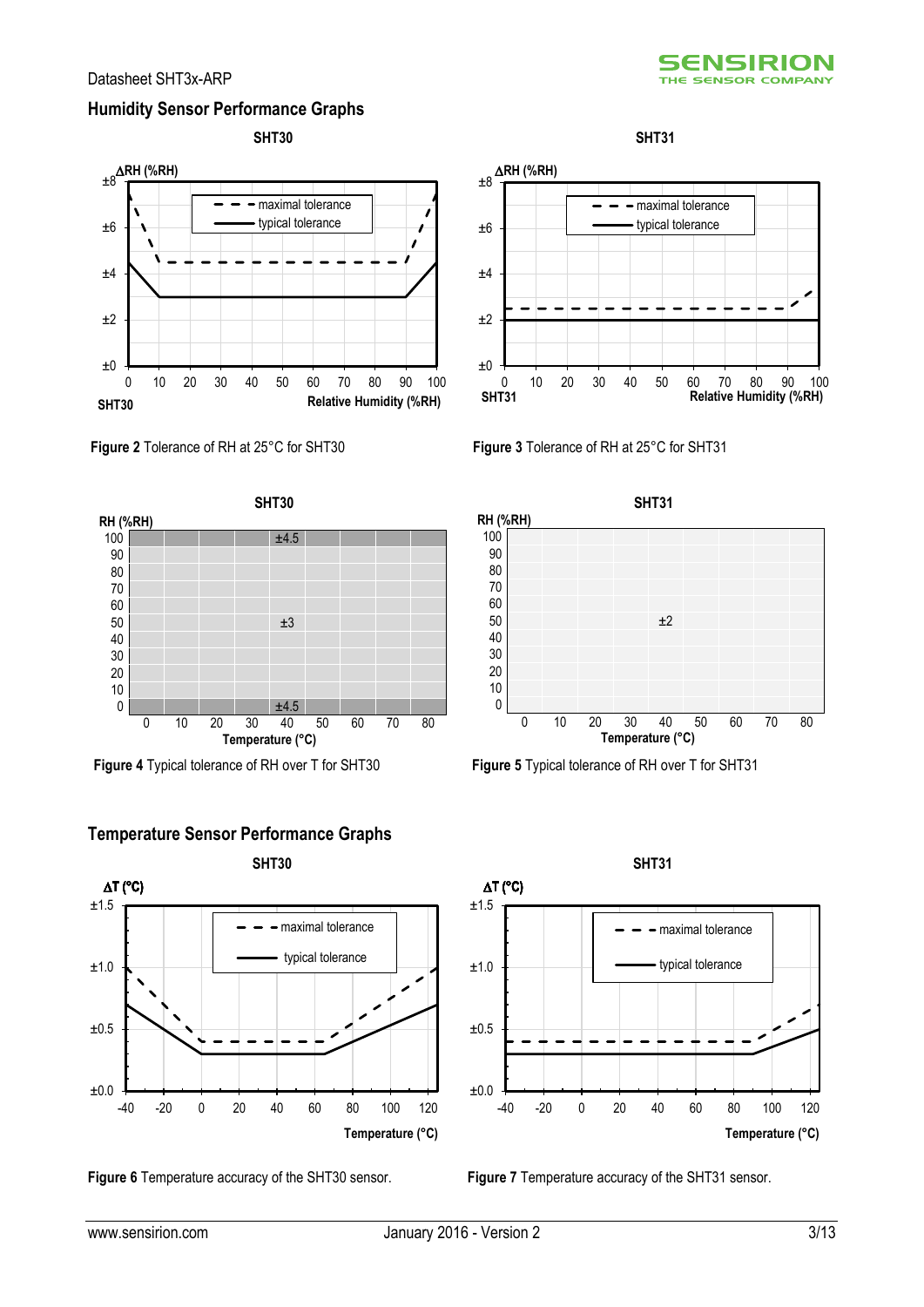## Humidity Sensor Performance Graphs

**Figure 2** Tolerance of RH at 25°C for SHT30

**Figure 3** Tolerance of RH at 25°C for SHT31

**Figure 4** Typical tolerance of RH over T for SHT30

**Figure 5** Typical tolerance of RH over T for SHT31

## Temperature Sensor Performance Graphs

**Figure 6** Temperature accuracy of the SHT30 sensor.

**Figure 7** Temperature accuracy of the SHT31 sensor.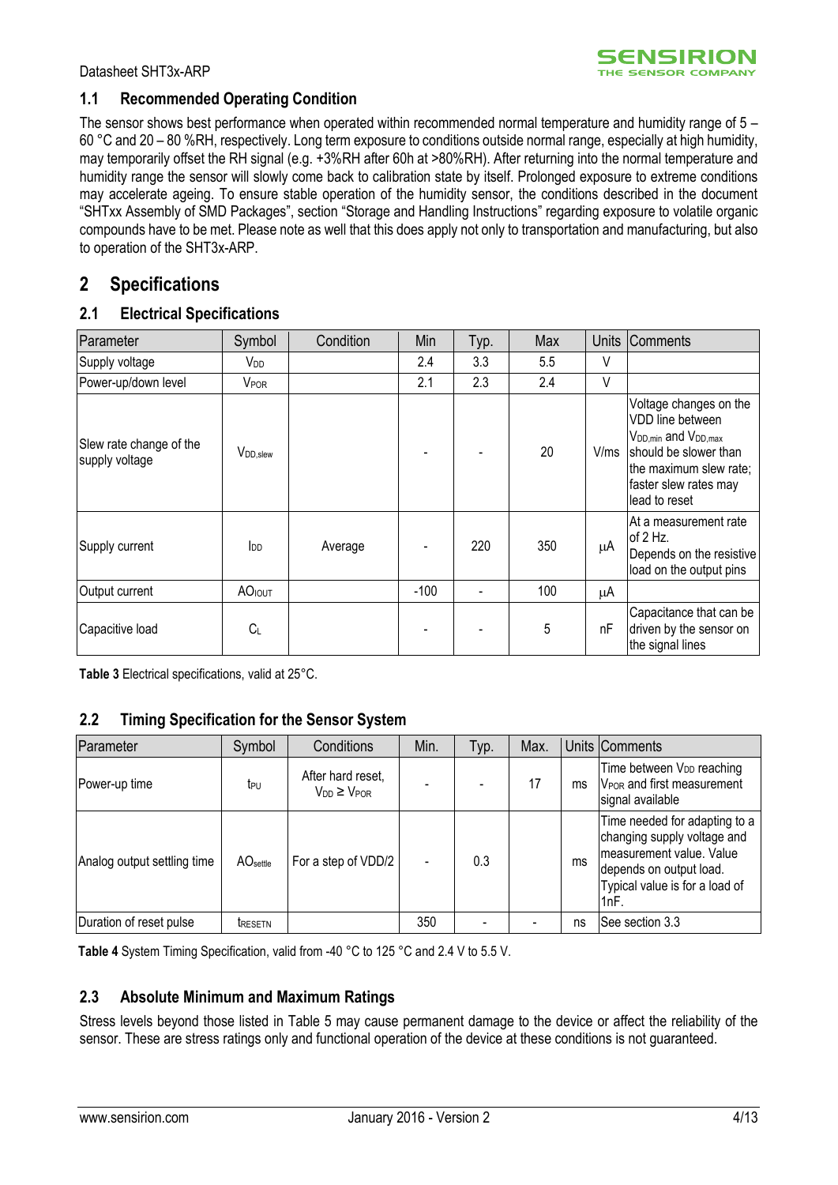## 1.1 Recommended Operating Condition

The sensor shows best performance when operated within recommended normal temperature and humidity range of 5 – 60 °C and 20 – 80 %RH, respectively. Long term exposure to conditions outside normal range, especially at high humidity, may temporarily offset the RH signal (e.g. +3%RH after 60h at >80%RH). After returning into the normal temperature and humidity range the sensor will slowly come back to calibration state by itself. Prolonged exposure to extreme conditions may accelerate ageing. To ensure stable operation of the humidity sensor, the conditions described in the document "SHTxx Assembly of SMD Packages", section "Storage and Handling Instructions" regarding exposure to volatile organic compounds have to be met. Please note as well that this does apply not only to transportation and manufacturing, but also to operation of the SHT3x-ARP.

# 2 Specifications

## 2.1 Electrical Specifications

| Parameter | Symbol | Condition | Min | Typ. | Max | Units | Comments |
|---|---|---|---|---|---|---|---|
| Supply voltage | $V_{DD}$ | | 2.4 | 3.3 | 5.5 | V | |
| Power-up/down level | $V_{POR}$ | | 2.1 | 2.3 | 2.4 | V | |
| Slew rate change of the supply voltage | $V_{DD,slew}$ | | - | - | 20 | V/ms | Voltage changes on the VDD line between $V_{DD,min}$ and $V_{DD,max}$ should be slower than the maximum slew rate; faster slew rates may lead to reset |
| Supply current | $I_{DD}$ | Average | - | 220 | 350 | µA | At a measurement rate of 2 Hz. Depends on the resistive load on the output pins |
| Output current | $AO_{IOUT}$ | | -100 | - | 100 | µA | |
| Capacitive load | $C_L$ | | - | - | 5 | nF | Capacitance that can be driven by the sensor on the signal lines |

**Table 3** Electrical specifications, valid at 25°C.

## 2.2 Timing Specification for the Sensor System

| Parameter | Symbol | Conditions | Min. | Typ. | Max. | Units | Comments |
|---|---|---|---|---|---|---|---|
| Power-up time | $t_{PU}$ | After hard reset, $V_{DD} \geq V_{POR}$ | - | - | 17 | ms | Time between $V_{DD}$ reaching $V_{POR}$ and first measurement signal available |
| Analog output settling time | $AO_{settle}$ | For a step of VDD/2 | - | 0.3 | | ms | Time needed for adapting to a changing supply voltage and measurement value. Value depends on output load. Typical value is for a load of 1nF. |
| Duration of reset pulse | $t_{RESETN}$ | | 350 | - | - | ns | See section 3.3 |

**Table 4** System Timing Specification, valid from -40 °C to 125 °C and 2.4 V to 5.5 V.

## 2.3 Absolute Minimum and Maximum Ratings

Stress levels beyond those listed in Table 5 may cause permanent damage to the device or affect the reliability of the sensor. These are stress ratings only and functional operation of the device at these conditions is not guaranteed.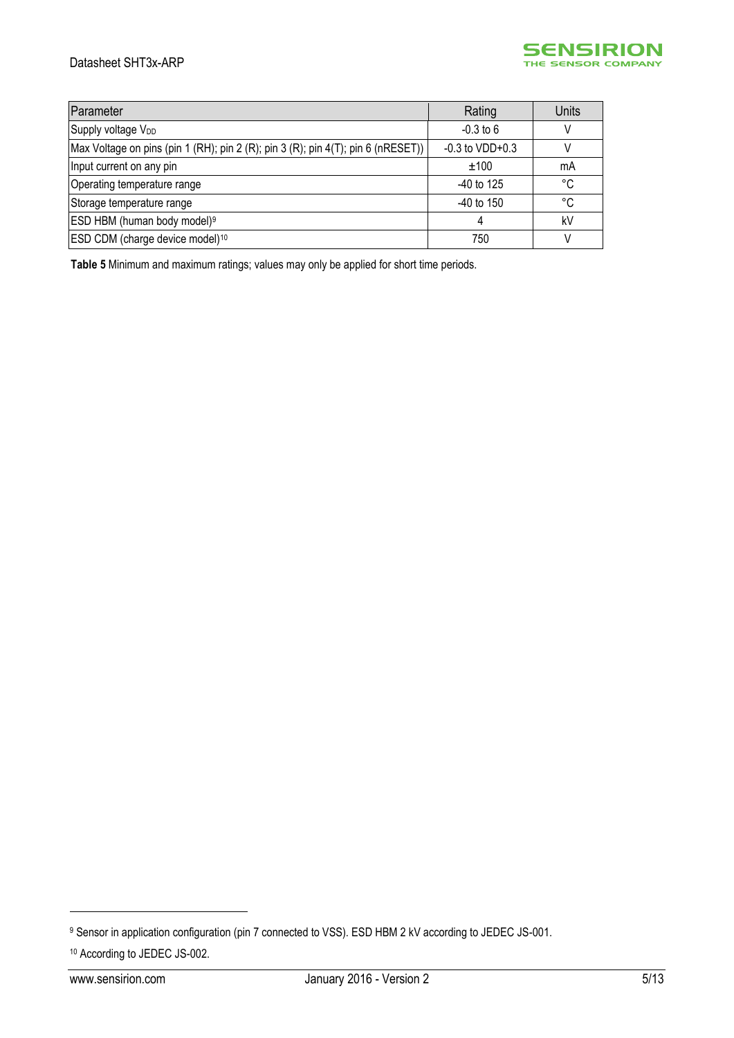| Parameter | Rating | Units |
|---|---|---|
| Supply voltage $V_{DD}$ | -0.3 to 6 | V |
| Max Voltage on pins (pin 1 (RH); pin 2 (R); pin 3 (R); pin 4(T); pin 6 (nRESET)) | -0.3 to VDD+0.3 | V |
| Input current on any pin | ±100 | mA |
| Operating temperature range | -40 to 125 | °C |
| Storage temperature range | -40 to 150 | °C |
| ESD HBM (human body model)[9] | 4 | kV |
| ESD CDM (charge device model)[10] | 750 | V |

**Table 5** Minimum and maximum ratings; values may only be applied for short time periods.

[9] Sensor in application configuration (pin 7 connected to VSS). ESD HBM 2 kV according to JEDEC JS-001.

[10] According to JEDEC JS-002.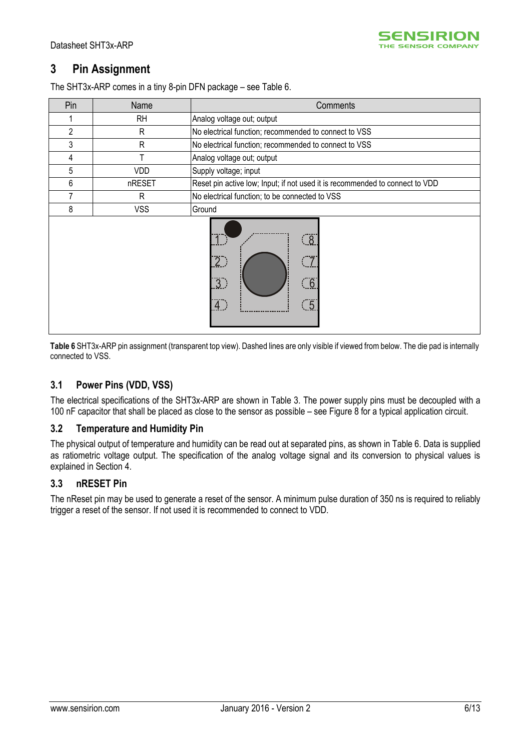## 3 Pin Assignment

The SHT3x-ARP comes in a tiny 8-pin DFN package – see Table 6.

| Pin | Name | Comments |
|---|---|---|
| 1 | RH | Analog voltage out; output |
| 2 | R | No electrical function; recommended to connect to VSS |
| 3 | R | No electrical function; recommended to connect to VSS |
| 4 | T | Analog voltage out; output |
| 5 | VDD | Supply voltage; input |
| 6 | nRESET | Reset pin active low; Input; if not used it is recommended to connect to VDD |
| 7 | R | No electrical function; to be connected to VSS |
| 8 | VSS | Ground |

**Table 6** SHT3x-ARP pin assignment (transparent top view). Dashed lines are only visible if viewed from below. The die pad is internally connected to VSS.

### 3.1 Power Pins (VDD, VSS)

The electrical specifications of the SHT3x-ARP are shown in Table 3. The power supply pins must be decoupled with a 100 nF capacitor that shall be placed as close to the sensor as possible – see Figure 8 for a typical application circuit.

### 3.2 Temperature and Humidity Pin

The physical output of temperature and humidity can be read out at separated pins, as shown in Table 6. Data is supplied as ratiometric voltage output. The specification of the analog voltage signal and its conversion to physical values is explained in Section 4.

### 3.3 nRESET Pin

The nReset pin may be used to generate a reset of the sensor. A minimum pulse duration of 350 ns is required to reliably trigger a reset of the sensor. If not used it is recommended to connect to VDD.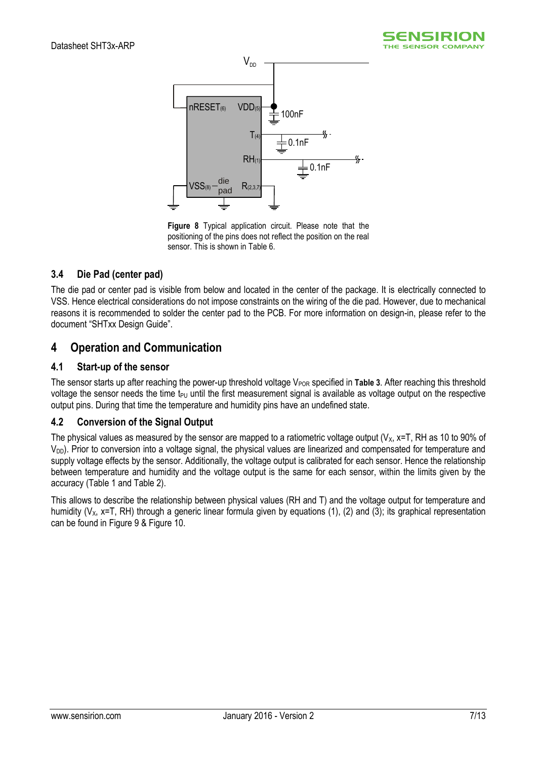**Figure 8** Typical application circuit. Please note that the positioning of the pins does not reflect the position on the real sensor. This is shown in Table 6.

### 3.4 Die Pad (center pad)

The die pad or center pad is visible from below and located in the center of the package. It is electrically connected to VSS. Hence electrical considerations do not impose constraints on the wiring of the die pad. However, due to mechanical reasons it is recommended to solder the center pad to the PCB. For more information on design-in, please refer to the document "SHTxx Design Guide".

## 4 Operation and Communication

### 4.1 Start-up of the sensor

The sensor starts up after reaching the power-up threshold voltage $V_{POR}$ specified in **Table 3**. After reaching this threshold voltage the sensor needs the time $t_{PU}$ until the first measurement signal is available as voltage output on the respective output pins. During that time the temperature and humidity pins have an undefined state.

### 4.2 Conversion of the Signal Output

The physical values as measured by the sensor are mapped to a ratiometric voltage output ($V_X$, x=T, RH as 10 to 90% of $V_{DD}$). Prior to conversion into a voltage signal, the physical values are linearized and compensated for temperature and supply voltage effects by the sensor. Additionally, the voltage output is calibrated for each sensor. Hence the relationship between temperature and humidity and the voltage output is the same for each sensor, within the limits given by the accuracy (Table 1 and Table 2).

This allows to describe the relationship between physical values (RH and T) and the voltage output for temperature and humidity ($V_X$, x=T, RH) through a generic linear formula given by equations (1), (2) and (3); its graphical representation can be found in Figure 9 & Figure 10.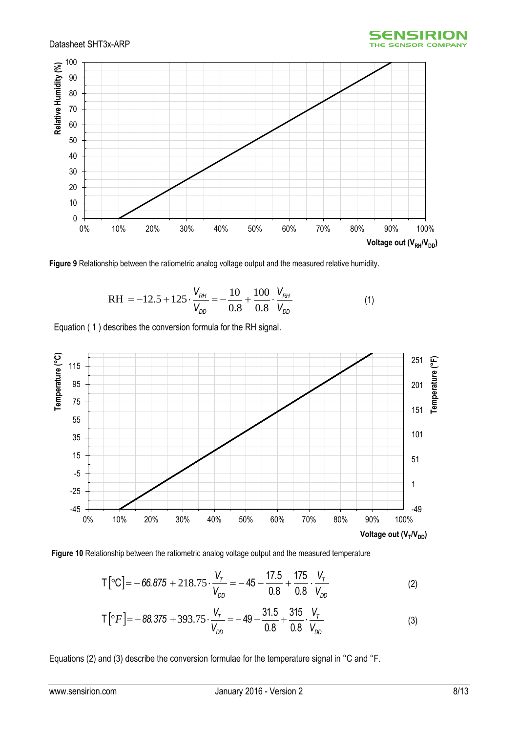**Figure 9** Relationship between the ratiometric analog voltage output and the measured relative humidity.

$$\text{RH} = -12.5 + 125 \cdot \frac{V_{RH}}{V_{DD}} = -\frac{10}{0.8} + \frac{100}{0.8} \cdot \frac{V_{RH}}{V_{DD}} \qquad (1)$$

Equation ( 1 ) describes the conversion formula for the RH signal.

**Figure 10** Relationship between the ratiometric analog voltage output and the measured temperature

$$\text{T}[°\text{C}] = -66.875 + 218.75 \cdot \frac{V_T}{V_{DD}} = -45 - \frac{17.5}{0.8} + \frac{175}{0.8} \cdot \frac{V_T}{V_{DD}} \qquad (2)$$

$$\text{T}[°F] = -88.375 + 393.75 \cdot \frac{V_T}{V_{DD}} = -49 - \frac{31.5}{0.8} + \frac{315}{0.8} \cdot \frac{V_T}{V_{DD}} \qquad (3)$$

Equations (2) and (3) describe the conversion formulae for the temperature signal in °C and °F.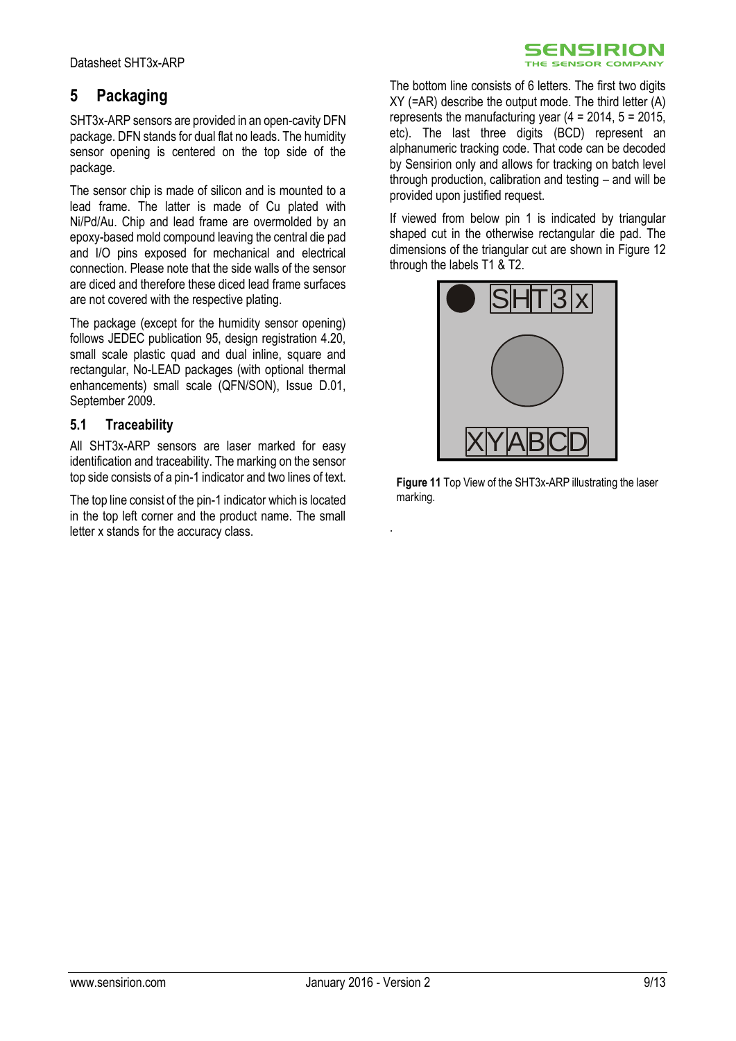# 5 Packaging

SHT3x-ARP sensors are provided in an open-cavity DFN package. DFN stands for dual flat no leads. The humidity sensor opening is centered on the top side of the package.

The sensor chip is made of silicon and is mounted to a lead frame. The latter is made of Cu plated with Ni/Pd/Au. Chip and lead frame are overmolded by an epoxy-based mold compound leaving the central die pad and I/O pins exposed for mechanical and electrical connection. Please note that the side walls of the sensor are diced and therefore these diced lead frame surfaces are not covered with the respective plating.

The package (except for the humidity sensor opening) follows JEDEC publication 95, design registration 4.20, small scale plastic quad and dual inline, square and rectangular, No-LEAD packages (with optional thermal enhancements) small scale (QFN/SON), Issue D.01, September 2009.

## 5.1 Traceability

All SHT3x-ARP sensors are laser marked for easy identification and traceability. The marking on the sensor top side consists of a pin-1 indicator and two lines of text.

The top line consist of the pin-1 indicator which is located in the top left corner and the product name. The small letter x stands for the accuracy class.

The bottom line consists of 6 letters. The first two digits XY (=AR) describe the output mode. The third letter (A) represents the manufacturing year (4 = 2014, 5 = 2015, etc). The last three digits (BCD) represent an alphanumeric tracking code. That code can be decoded by Sensirion only and allows for tracking on batch level through production, calibration and testing – and will be provided upon justified request.

If viewed from below pin 1 is indicated by triangular shaped cut in the otherwise rectangular die pad. The dimensions of the triangular cut are shown in Figure 12 through the labels T1 & T2.

SHT3x

XYABCD

**Figure 11** Top View of the SHT3x-ARP illustrating the laser marking.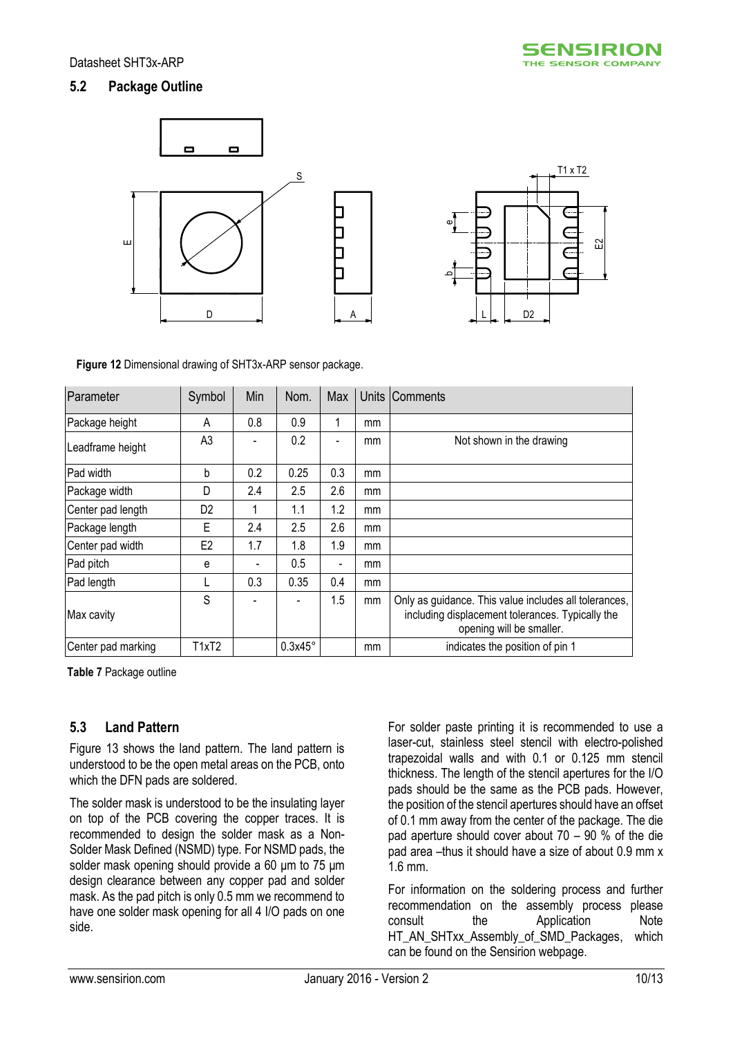## 5.2 Package Outline

**Figure 12** Dimensional drawing of SHT3x-ARP sensor package.

| Parameter | Symbol | Min | Nom. | Max | Units | Comments |
|---|---|---|---|---|---|---|
| Package height | A | 0.8 | 0.9 | 1 | mm | |
| Leadframe height | A3 | - | 0.2 | - | mm | Not shown in the drawing |
| Pad width | b | 0.2 | 0.25 | 0.3 | mm | |
| Package width | D | 2.4 | 2.5 | 2.6 | mm | |
| Center pad length | D2 | 1 | 1.1 | 1.2 | mm | |
| Package length | E | 2.4 | 2.5 | 2.6 | mm | |
| Center pad width | E2 | 1.7 | 1.8 | 1.9 | mm | |
| Pad pitch | e | - | 0.5 | - | mm | |
| Pad length | L | 0.3 | 0.35 | 0.4 | mm | |
| Max cavity | S | - | - | 1.5 | mm | Only as guidance. This value includes all tolerances, including displacement tolerances. Typically the opening will be smaller. |
| Center pad marking | T1xT2 | | 0.3x45° | | mm | indicates the position of pin 1 |

**Table 7** Package outline

## 5.3 Land Pattern

Figure 13 shows the land pattern. The land pattern is understood to be the open metal areas on the PCB, onto which the DFN pads are soldered.

The solder mask is understood to be the insulating layer on top of the PCB covering the copper traces. It is recommended to design the solder mask as a Non-Solder Mask Defined (NSMD) type. For NSMD pads, the solder mask opening should provide a 60 μm to 75 μm design clearance between any copper pad and solder mask. As the pad pitch is only 0.5 mm we recommend to have one solder mask opening for all 4 I/O pads on one side.

For solder paste printing it is recommended to use a laser-cut, stainless steel stencil with electro-polished trapezoidal walls and with 0.1 or 0.125 mm stencil thickness. The length of the stencil apertures for the I/O pads should be the same as the PCB pads. However, the position of the stencil apertures should have an offset of 0.1 mm away from the center of the package. The die pad aperture should cover about 70 – 90 % of the die pad area –thus it should have a size of about 0.9 mm x 1.6 mm.

For information on the soldering process and further recommendation on the assembly process please consult the Application Note HT_AN_SHTxx_Assembly_of_SMD_Packages, which can be found on the Sensirion webpage.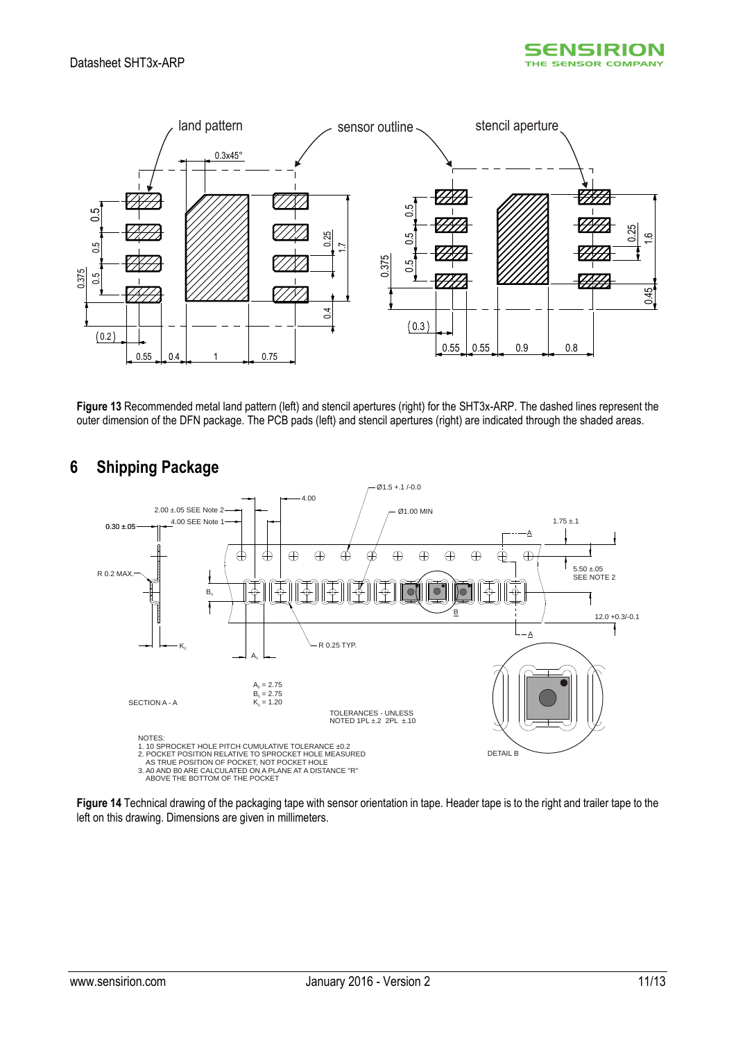**Figure 13** Recommended metal land pattern (left) and stencil apertures (right) for the SHT3x-ARP. The dashed lines represent the outer dimension of the DFN package. The PCB pads (left) and stencil apertures (right) are indicated through the shaded areas.

## 6 Shipping Package

**Figure 14** Technical drawing of the packaging tape with sensor orientation in tape. Header tape is to the right and trailer tape to the left on this drawing. Dimensions are given in millimeters.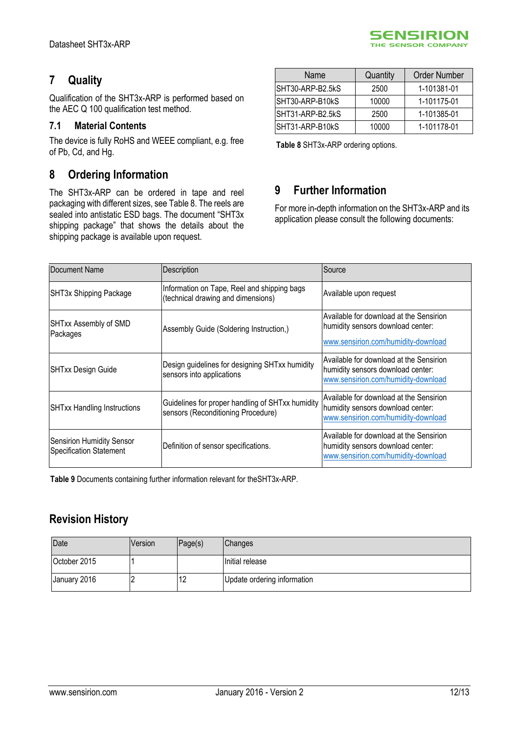## 7 Quality

Qualification of the SHT3x-ARP is performed based on the AEC Q 100 qualification test method.

### 7.1 Material Contents

The device is fully RoHS and WEEE compliant, e.g. free of Pb, Cd, and Hg.

## 8 Ordering Information

The SHT3x-ARP can be ordered in tape and reel packaging with different sizes, see Table 8. The reels are sealed into antistatic ESD bags. The document "SHT3x shipping package" that shows the details about the shipping package is available upon request.

| Name | Quantity | Order Number |
|---|---|---|
| SHT30-ARP-B2.5kS | 2500 | 1-101381-01 |
| SHT30-ARP-B10kS | 10000 | 1-101175-01 |
| SHT31-ARP-B2.5kS | 2500 | 1-101385-01 |
| SHT31-ARP-B10kS | 10000 | 1-101178-01 |

**Table 8** SHT3x-ARP ordering options.

## 9 Further Information

For more in-depth information on the SHT3x-ARP and its application please consult the following documents:

| Document Name | Description | Source |
|---|---|---|
| SHT3x Shipping Package | Information on Tape, Reel and shipping bags (technical drawing and dimensions) | Available upon request |
| SHTxx Assembly of SMD Packages | Assembly Guide (Soldering Instruction,) | Available for download at the Sensirion humidity sensors download center: www.sensirion.com/humidity-download |
| SHTxx Design Guide | Design guidelines for designing SHTxx humidity sensors into applications | Available for download at the Sensirion humidity sensors download center: www.sensirion.com/humidity-download |
| SHTxx Handling Instructions | Guidelines for proper handling of SHTxx humidity sensors (Reconditioning Procedure) | Available for download at the Sensirion humidity sensors download center: www.sensirion.com/humidity-download |
| Sensirion Humidity Sensor Specification Statement | Definition of sensor specifications. | Available for download at the Sensirion humidity sensors download center: www.sensirion.com/humidity-download |

**Table 9** Documents containing further information relevant for theSHT3x-ARP.

## Revision History

| Date | Version | Page(s) | Changes |
|---|---|---|---|
| October 2015 | 1 | | Initial release |
| January 2016 | 2 | 12 | Update ordering information |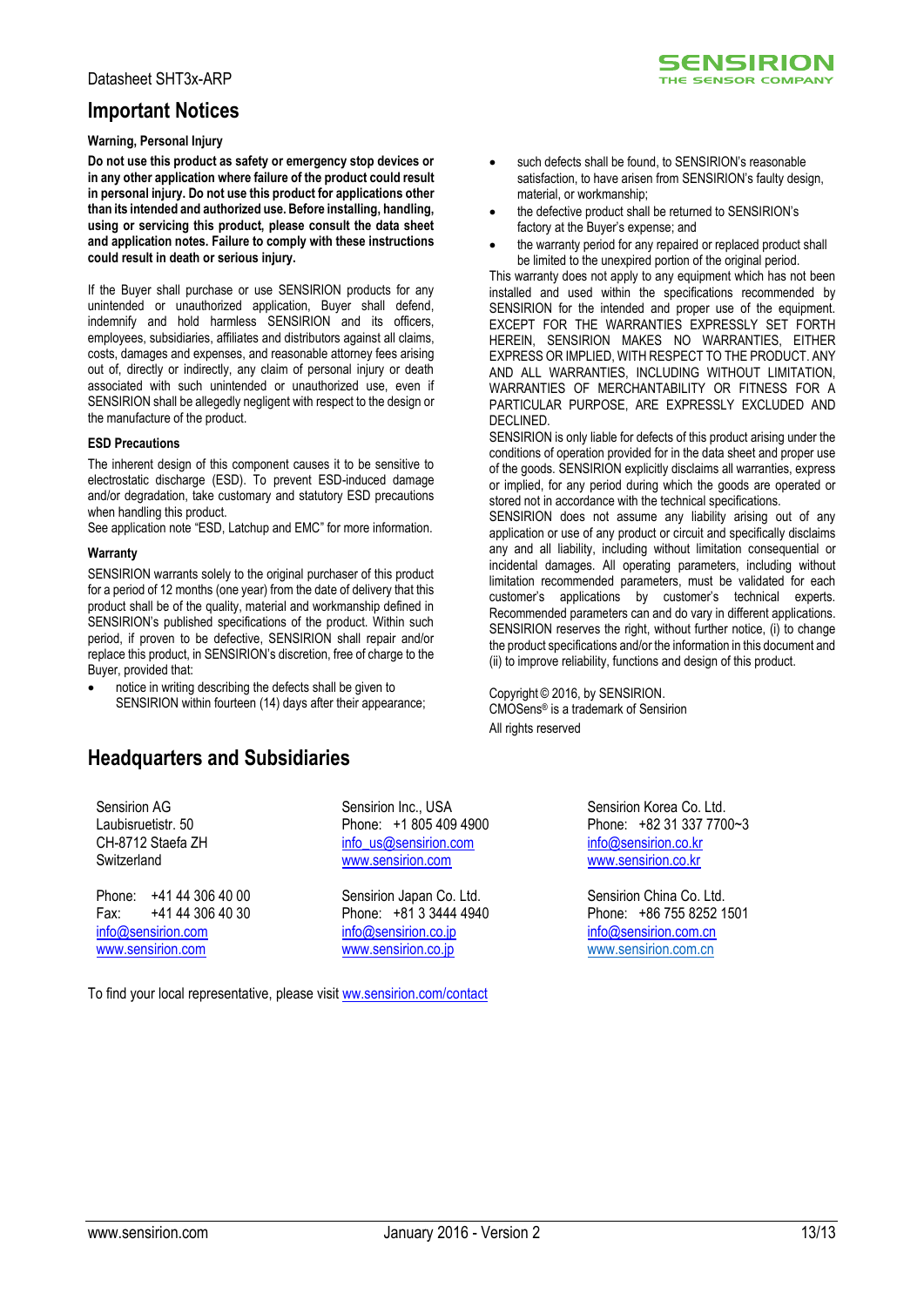# Important Notices

### Warning, Personal Injury

**Do not use this product as safety or emergency stop devices or in any other application where failure of the product could result in personal injury. Do not use this product for applications other than its intended and authorized use. Before installing, handling, using or servicing this product, please consult the data sheet and application notes. Failure to comply with these instructions could result in death or serious injury.**

If the Buyer shall purchase or use SENSIRION products for any unintended or unauthorized application, Buyer shall defend, indemnify and hold harmless SENSIRION and its officers, employees, subsidiaries, affiliates and distributors against all claims, costs, damages and expenses, and reasonable attorney fees arising out of, directly or indirectly, any claim of personal injury or death associated with such unintended or unauthorized use, even if SENSIRION shall be allegedly negligent with respect to the design or the manufacture of the product.

### ESD Precautions

The inherent design of this component causes it to be sensitive to electrostatic discharge (ESD). To prevent ESD-induced damage and/or degradation, take customary and statutory ESD precautions when handling this product.
See application note "ESD, Latchup and EMC" for more information.

### Warranty

SENSIRION warrants solely to the original purchaser of this product for a period of 12 months (one year) from the date of delivery that this product shall be of the quality, material and workmanship defined in SENSIRION's published specifications of the product. Within such period, if proven to be defective, SENSIRION shall repair and/or replace this product, in SENSIRION's discretion, free of charge to the Buyer, provided that:

- notice in writing describing the defects shall be given to SENSIRION within fourteen (14) days after their appearance;
- such defects shall be found, to SENSIRION's reasonable satisfaction, to have arisen from SENSIRION's faulty design, material, or workmanship;
- the defective product shall be returned to SENSIRION's factory at the Buyer's expense; and
- the warranty period for any repaired or replaced product shall be limited to the unexpired portion of the original period.

This warranty does not apply to any equipment which has not been installed and used within the specifications recommended by SENSIRION for the intended and proper use of the equipment. EXCEPT FOR THE WARRANTIES EXPRESSLY SET FORTH HEREIN, SENSIRION MAKES NO WARRANTIES, EITHER EXPRESS OR IMPLIED, WITH RESPECT TO THE PRODUCT. ANY AND ALL WARRANTIES, INCLUDING WITHOUT LIMITATION, WARRANTIES OF MERCHANTABILITY OR FITNESS FOR A PARTICULAR PURPOSE, ARE EXPRESSLY EXCLUDED AND DECLINED.

SENSIRION is only liable for defects of this product arising under the conditions of operation provided for in the data sheet and proper use of the goods. SENSIRION explicitly disclaims all warranties, express or implied, for any period during which the goods are operated or stored not in accordance with the technical specifications.

SENSIRION does not assume any liability arising out of any application or use of any product or circuit and specifically disclaims any and all liability, including without limitation consequential or incidental damages. All operating parameters, including without limitation recommended parameters, must be validated for each customer's applications by customer's technical experts. Recommended parameters can and do vary in different applications.

SENSIRION reserves the right, without further notice, (i) to change the product specifications and/or the information in this document and (ii) to improve reliability, functions and design of this product.

Copyright © 2016, by SENSIRION.
CMOSens® is a trademark of Sensirion
All rights reserved

# Headquarters and Subsidiaries

Sensirion AG
Laubisruetistr. 50
CH-8712 Staefa ZH
Switzerland

Phone: +41 44 306 40 00
Fax: +41 44 306 40 30
info@sensirion.com
www.sensirion.com

Sensirion Inc., USA
Phone: +1 805 409 4900
info_us@sensirion.com
www.sensirion.com

Sensirion Japan Co. Ltd.
Phone: +81 3 3444 4940
info@sensirion.co.jp
www.sensirion.co.jp

Sensirion Korea Co. Ltd.
Phone: +82 31 337 7700~3
info@sensirion.co.kr
www.sensirion.co.kr

Sensirion China Co. Ltd.
Phone: +86 755 8252 1501
info@sensirion.com.cn
www.sensirion.com.cn

To find your local representative, please visit ww.sensirion.com/contact